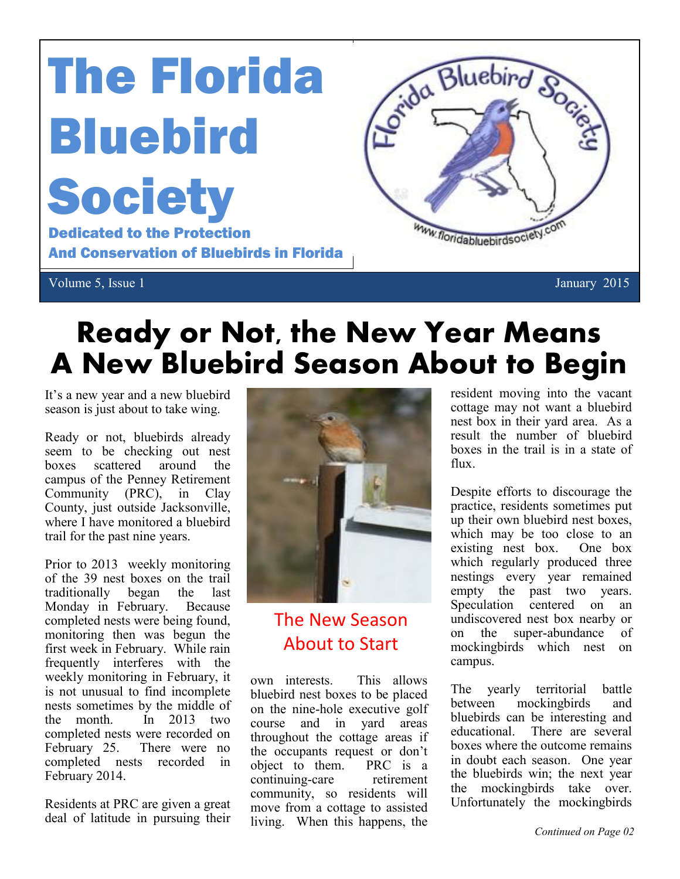# The Florida Bluebird Society

**Dedicated to the Protection And Conservation of Bluebirds in Florida**

Volume 5, Issue 1 — January 2015

## Ready or Not, the New Year Means A New Bluebird Season About to Begin

It's a new year and a new bluebird season is just about to take wing.

Ready or not, bluebirds already seem to be checking out nest boxes scattered around the campus of the Penney Retirement Community (PRC), in Clay County, just outside Jacksonville, where I have monitored a bluebird trail for the past nine years.

Prior to 2013 weekly monitoring of the 39 nest boxes on the trail traditionally began the last Monday in February. Because completed nests were being found, monitoring then was begun the first week in February. While rain frequently interferes with the weekly monitoring in February, it is not unusual to find incomplete nests sometimes by the middle of the month. In 2013 two completed nests were recorded on February 25. There were no completed nests recorded in February 2014.

Residents at PRC are given a great deal of latitude in pursuing their own interests. This allows bluebird nest boxes to be placed on the nine-hole executive golf course and in yard areas throughout the cottage areas if the occupants request or don't object to them. PRC is a continuing-care retirement community, so residents will move from a cottage to assisted living. When this happens, the resident moving into the vacant cottage may not want a bluebird nest box in their yard area. As a result the number of bluebird boxes in the trail is in a state of flux.

The New Season About to Start

Despite efforts to discourage the practice, residents sometimes put up their own bluebird nest boxes, which may be too close to an existing nest box. One box which regularly produced three nestings every year remained empty the past two years. Speculation centered on an undiscovered nest box nearby or on the super-abundance of mockingbirds which nest on campus.

The yearly territorial battle between mockingbirds and bluebirds can be interesting and educational. There are several boxes where the outcome remains in doubt each season. One year the bluebirds win; the next year the mockingbirds take over. Unfortunately the mockingbirds

*Continued on Page 02*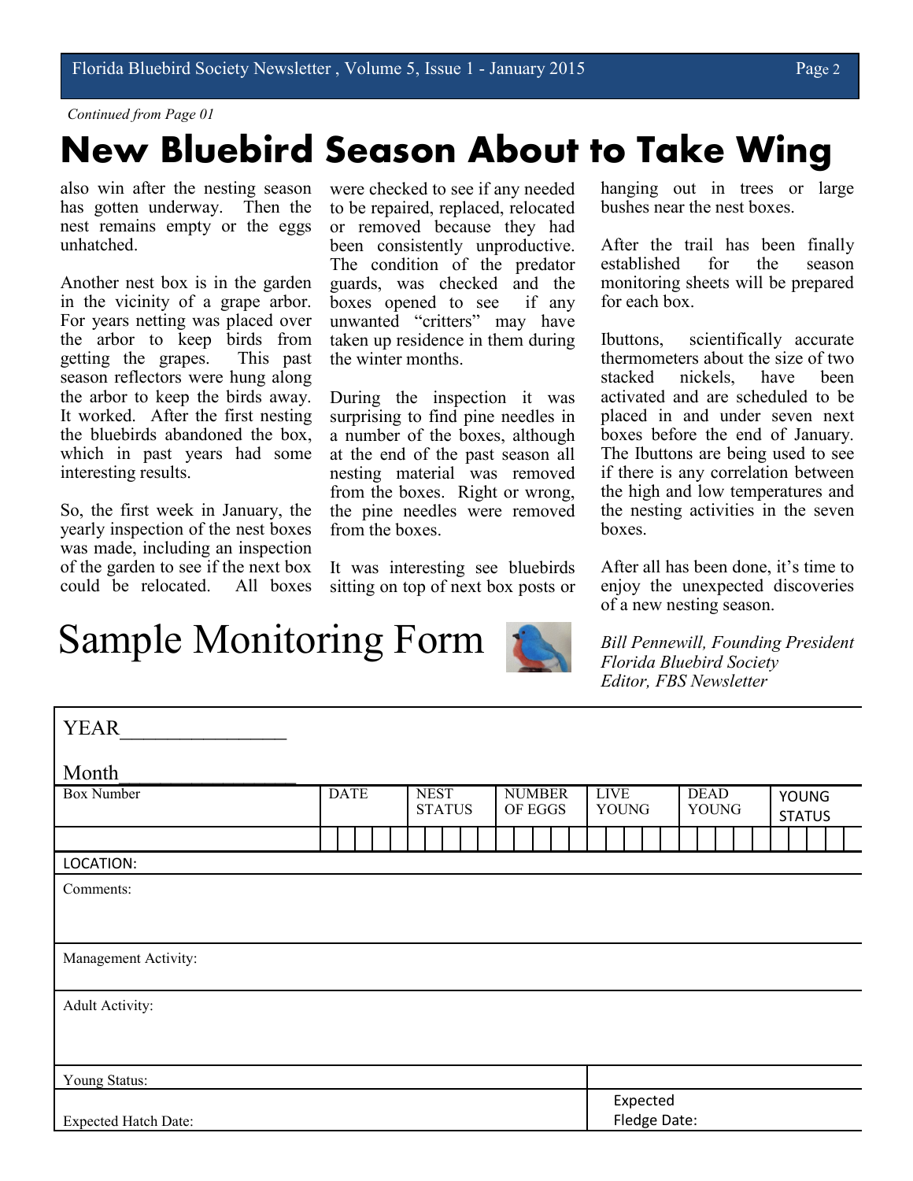*Continued from Page 01*

# New Bluebird Season About to Take Wing

also win after the nesting season has gotten underway. Then the nest remains empty or the eggs unhatched.

Another nest box is in the garden in the vicinity of a grape arbor. For years netting was placed over the arbor to keep birds from getting the grapes. This past season reflectors were hung along the arbor to keep the birds away. It worked. After the first nesting the bluebirds abandoned the box, which in past years had some interesting results.

So, the first week in January, the yearly inspection of the nest boxes was made, including an inspection of the garden to see if the next box could be relocated. All boxes were checked to see if any needed to be repaired, replaced, relocated or removed because they had been consistently unproductive. The condition of the predator guards, was checked and the boxes opened to see if any unwanted "critters" may have taken up residence in them during the winter months.

During the inspection it was surprising to find pine needles in a number of the boxes, although at the end of the past season all nesting material was removed from the boxes. Right or wrong, the pine needles were removed from the boxes.

It was interesting see bluebirds sitting on top of next box posts or hanging out in trees or large bushes near the nest boxes.

After the trail has been finally established for the season monitoring sheets will be prepared for each box.

Ibuttons, scientifically accurate thermometers about the size of two stacked nickels, have been activated and are scheduled to be placed in and under seven next boxes before the end of January. The Ibuttons are being used to see if there is any correlation between the high and low temperatures and the nesting activities in the seven boxes.

After all has been done, it's time to enjoy the unexpected discoveries of a new nesting season.

*Bill Pennewill, Founding President*
*Florida Bluebird Society*
*Editor, FBS Newsletter*

# Sample Monitoring Form

YEAR________________

Month________________

| Box Number | DATE | NEST STATUS | NUMBER OF EGGS | LIVE YOUNG | DEAD YOUNG | YOUNG STATUS |
|---|---|---|---|---|---|---|
| | | | | | | |

LOCATION:

Comments:

Management Activity:

Adult Activity:

Young Status:

Expected Hatch Date:

Expected Fledge Date: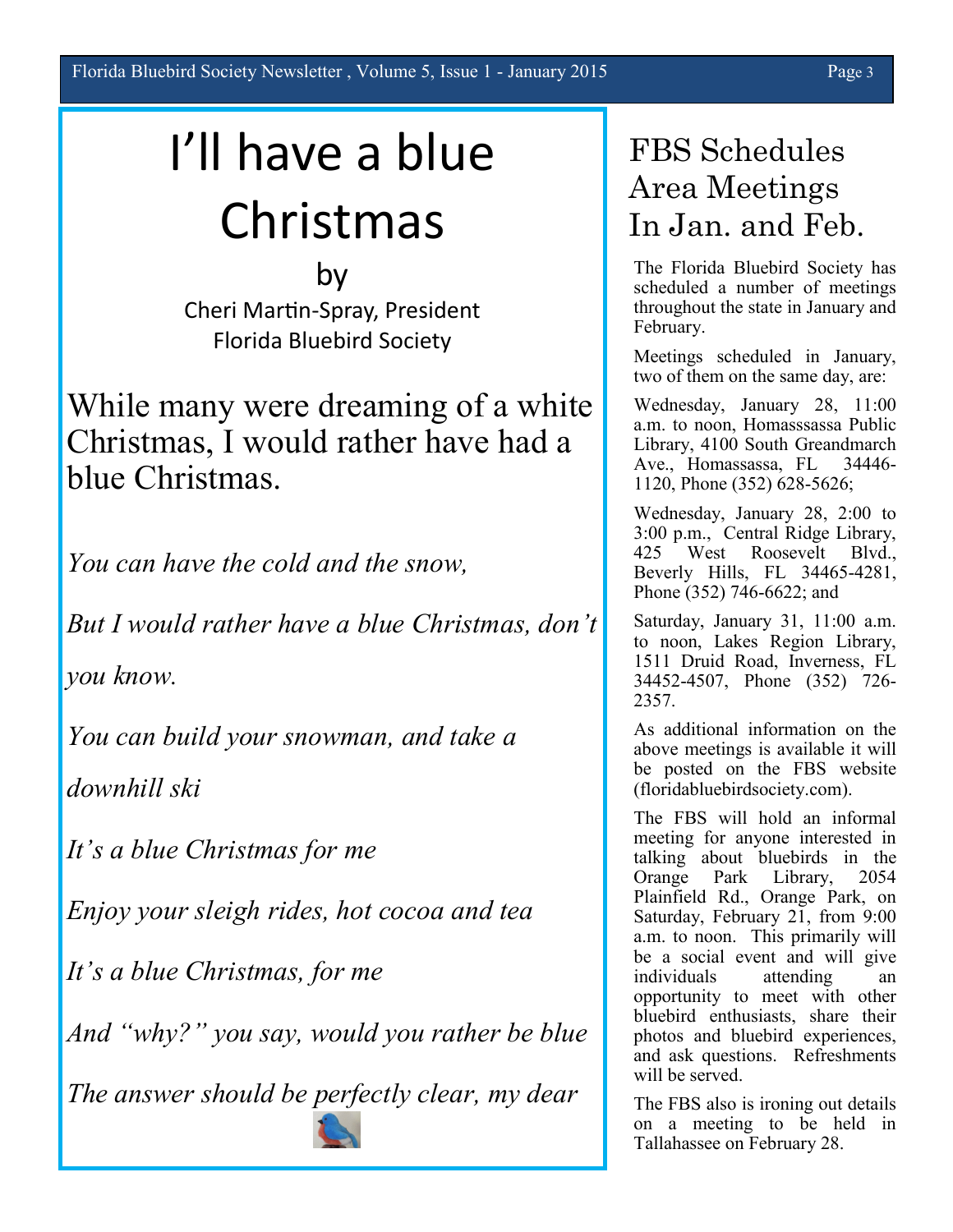# I'll have a blue Christmas

by

Cheri Martin-Spray, President
Florida Bluebird Society

While many were dreaming of a white Christmas, I would rather have had a blue Christmas.

*You can have the cold and the snow,*

*But I would rather have a blue Christmas, don't you know.*

*You can build your snowman, and take a downhill ski*

*It's a blue Christmas for me*

*Enjoy your sleigh rides, hot cocoa and tea*

*It's a blue Christmas, for me*

*And "why?" you say, would you rather be blue*

*The answer should be perfectly clear, my dear*

# FBS Schedules Area Meetings In Jan. and Feb.

The Florida Bluebird Society has scheduled a number of meetings throughout the state in January and February.

Meetings scheduled in January, two of them on the same day, are:

Wednesday, January 28, 11:00 a.m. to noon, Homasssassa Public Library, 4100 South Greandmarch Ave., Homassassa, FL 34446-1120, Phone (352) 628-5626;

Wednesday, January 28, 2:00 to 3:00 p.m., Central Ridge Library, 425 West Roosevelt Blvd., Beverly Hills, FL 34465-4281, Phone (352) 746-6622; and

Saturday, January 31, 11:00 a.m. to noon, Lakes Region Library, 1511 Druid Road, Inverness, FL 34452-4507, Phone (352) 726-2357.

As additional information on the above meetings is available it will be posted on the FBS website (floridabluebirdsociety.com).

The FBS will hold an informal meeting for anyone interested in talking about bluebirds in the Orange Park Library, 2054 Plainfield Rd., Orange Park, on Saturday, February 21, from 9:00 a.m. to noon. This primarily will be a social event and will give individuals attending an opportunity to meet with other bluebird enthusiasts, share their photos and bluebird experiences, and ask questions. Refreshments will be served.

The FBS also is ironing out details on a meeting to be held in Tallahassee on February 28.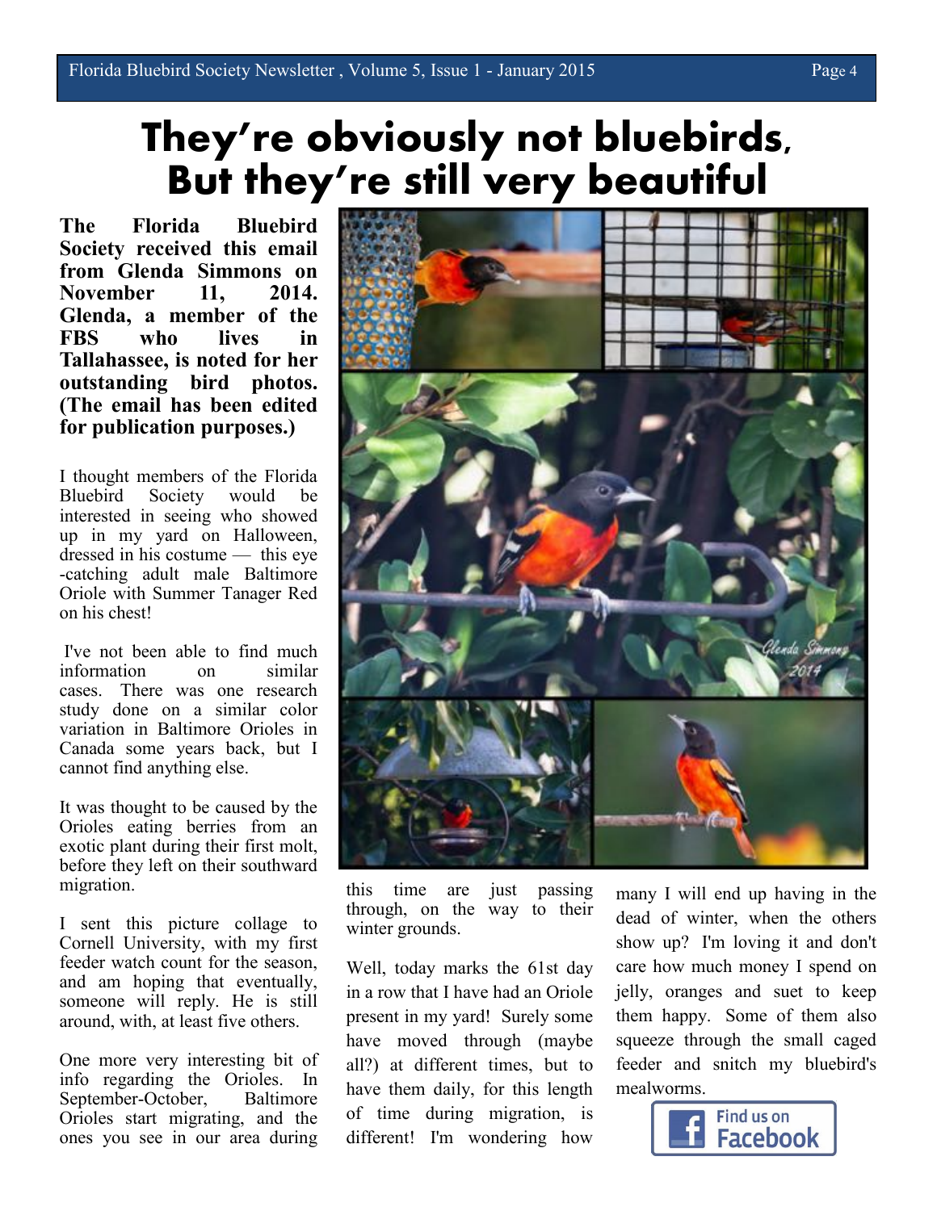# They're obviously not bluebirds, But they're still very beautiful

**The Florida Bluebird Society received this email from Glenda Simmons on November 11, 2014. Glenda, a member of the FBS who lives in Tallahassee, is noted for her outstanding bird photos. (The email has been edited for publication purposes.)**

I thought members of the Florida Bluebird Society would be interested in seeing who showed up in my yard on Halloween, dressed in his costume — this eye-catching adult male Baltimore Oriole with Summer Tanager Red on his chest!

I've not been able to find much information on similar cases. There was one research study done on a similar color variation in Baltimore Orioles in Canada some years back, but I cannot find anything else.

It was thought to be caused by the Orioles eating berries from an exotic plant during their first molt, before they left on their southward migration.

I sent this picture collage to Cornell University, with my first feeder watch count for the season, and am hoping that eventually, someone will reply. He is still around, with, at least five others.

One more very interesting bit of info regarding the Orioles. In September-October, Baltimore Orioles start migrating, and the ones you see in our area during this time are just passing through, on the way to their winter grounds.

Well, today marks the 61st day in a row that I have had an Oriole present in my yard! Surely some have moved through (maybe all?) at different times, but to have them daily, for this length of time during migration, is different! I'm wondering how many I will end up having in the dead of winter, when the others show up? I'm loving it and don't care how much money I spend on jelly, oranges and suet to keep them happy. Some of them also squeeze through the small caged feeder and snitch my bluebird's mealworms.

Find us on Facebook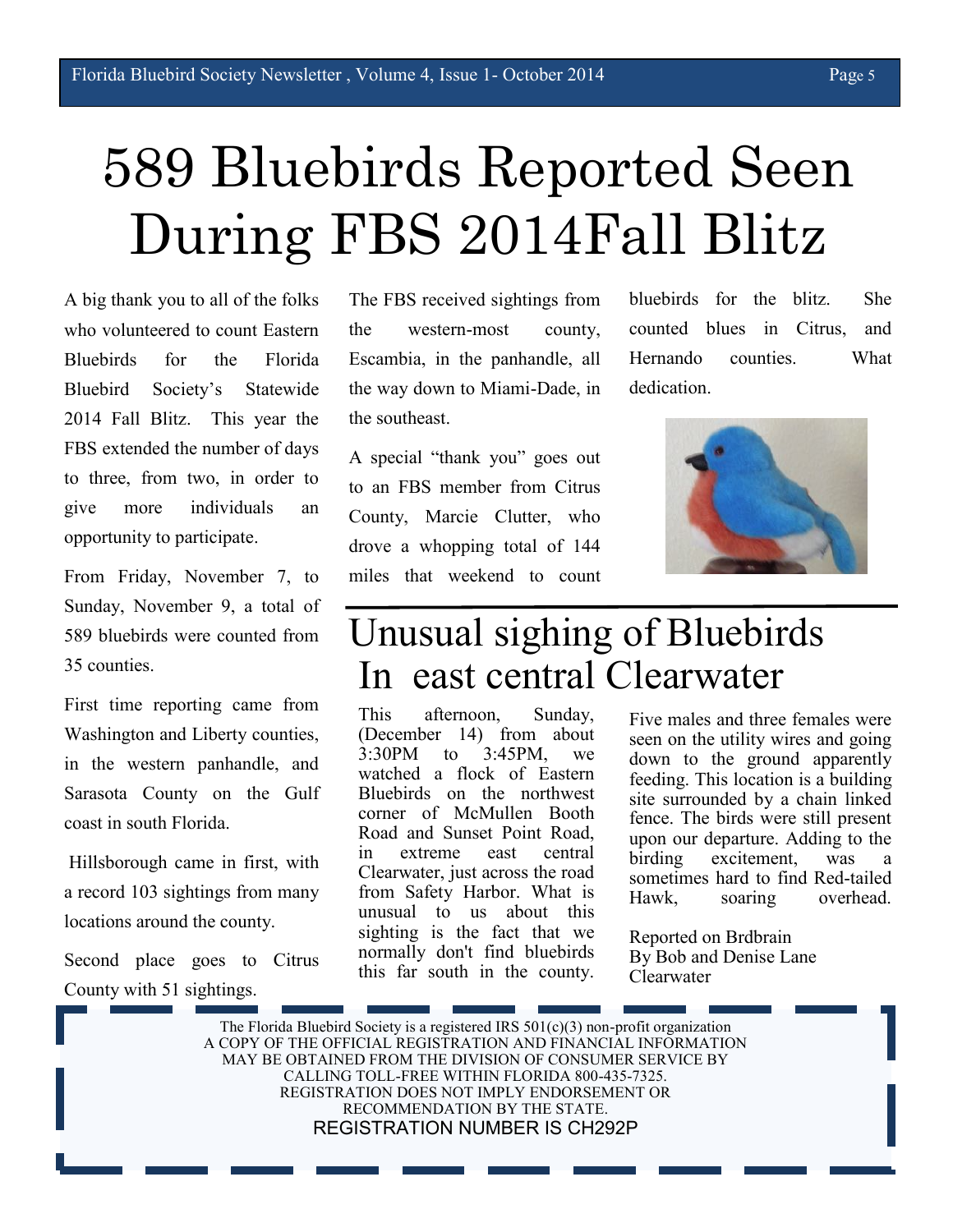# 589 Bluebirds Reported Seen During FBS 2014Fall Blitz

A big thank you to all of the folks who volunteered to count Eastern Bluebirds for the Florida Bluebird Society's Statewide 2014 Fall Blitz. This year the FBS extended the number of days to three, from two, in order to give more individuals an opportunity to participate.

From Friday, November 7, to Sunday, November 9, a total of 589 bluebirds were counted from 35 counties.

First time reporting came from Washington and Liberty counties, in the western panhandle, and Sarasota County on the Gulf coast in south Florida.

Hillsborough came in first, with a record 103 sightings from many locations around the county.

Second place goes to Citrus County with 51 sightings.

The FBS received sightings from the western-most county, Escambia, in the panhandle, all the way down to Miami-Dade, in the southeast.

A special "thank you" goes out to an FBS member from Citrus County, Marcie Clutter, who drove a whopping total of 144 miles that weekend to count bluebirds for the blitz. She counted blues in Citrus, and Hernando counties. What dedication.

## Unusual sighing of Bluebirds In east central Clearwater

This afternoon, Sunday, (December 14) from about 3:30PM to 3:45PM, we watched a flock of Eastern Bluebirds on the northwest corner of McMullen Booth Road and Sunset Point Road, in extreme east central Clearwater, just across the road from Safety Harbor. What is unusual to us about this sighting is the fact that we normally don't find bluebirds this far south in the county.

Five males and three females were seen on the utility wires and going down to the ground apparently feeding. This location is a building site surrounded by a chain linked fence. The birds were still present upon our departure. Adding to the birding excitement, was a sometimes hard to find Red-tailed Hawk, soaring overhead.

Reported on Brdbrain
By Bob and Denise Lane
Clearwater

The Florida Bluebird Society is a registered IRS 501(c)(3) non-profit organization
A COPY OF THE OFFICIAL REGISTRATION AND FINANCIAL INFORMATION MAY BE OBTAINED FROM THE DIVISION OF CONSUMER SERVICE BY CALLING TOLL-FREE WITHIN FLORIDA 800-435-7325.
REGISTRATION DOES NOT IMPLY ENDORSEMENT OR RECOMMENDATION BY THE STATE.
REGISTRATION NUMBER IS CH292P